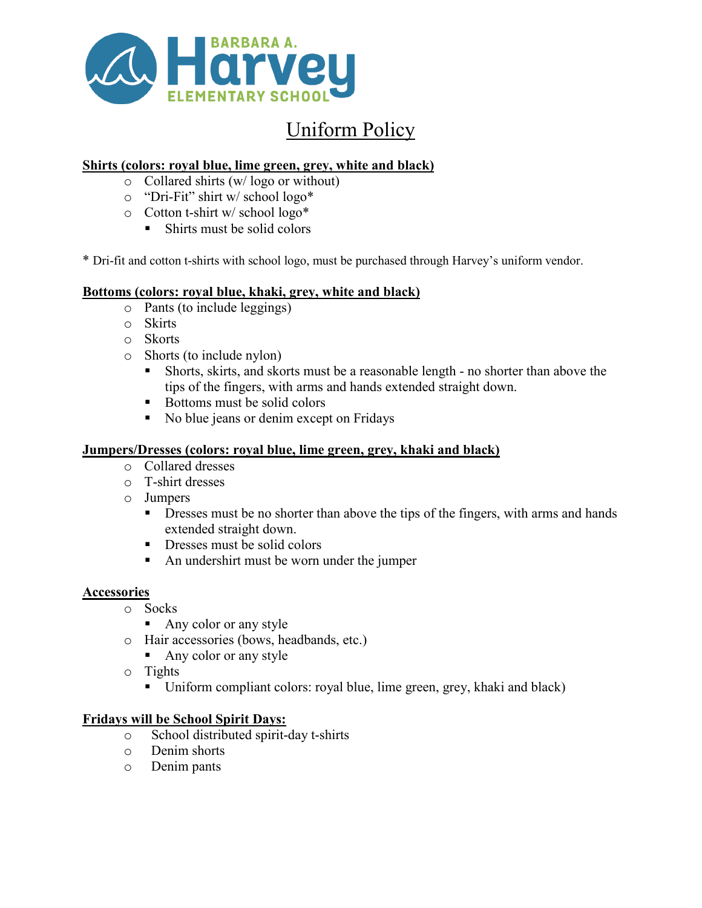BARBARA A. **Harvey** ELEMENTARY SCHOOL

# Uniform Policy

**Shirts (colors: royal blue, lime green, grey, white and black)**

- Collared shirts (w/ logo or without)
- "Dri-Fit" shirt w/ school logo*
- Cotton t-shirt w/ school logo*
  - Shirts must be solid colors

* Dri-fit and cotton t-shirts with school logo, must be purchased through Harvey's uniform vendor.

**Bottoms (colors: royal blue, khaki, grey, white and black)**

- Pants (to include leggings)
- Skirts
- Skorts
- Shorts (to include nylon)
  - Shorts, skirts, and skorts must be a reasonable length - no shorter than above the tips of the fingers, with arms and hands extended straight down.
  - Bottoms must be solid colors
  - No blue jeans or denim except on Fridays

**Jumpers/Dresses (colors: royal blue, lime green, grey, khaki and black)**

- Collared dresses
- T-shirt dresses
- Jumpers
  - Dresses must be no shorter than above the tips of the fingers, with arms and hands extended straight down.
  - Dresses must be solid colors
  - An undershirt must be worn under the jumper

**Accessories**

- Socks
  - Any color or any style
- Hair accessories (bows, headbands, etc.)
  - Any color or any style
- Tights
  - Uniform compliant colors: royal blue, lime green, grey, khaki and black)

**Fridays will be School Spirit Days:**

- School distributed spirit-day t-shirts
- Denim shorts
- Denim pants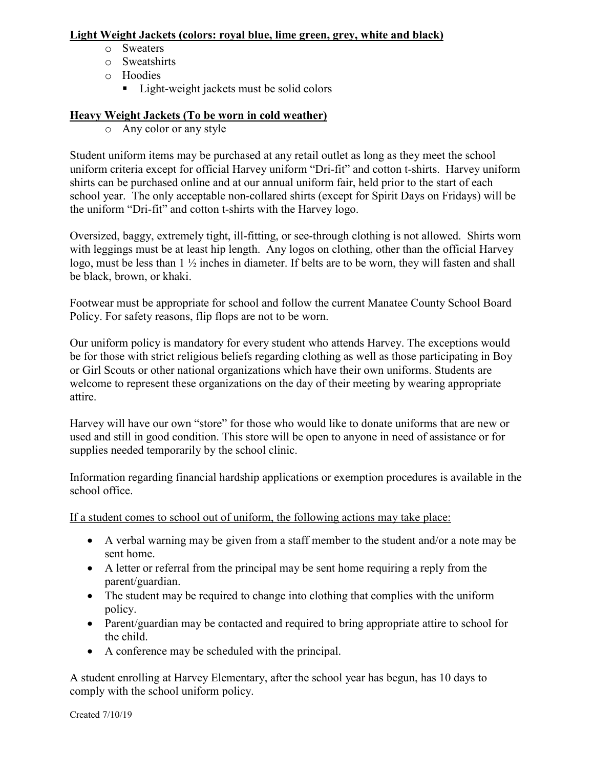**<u>Light Weight Jackets (colors: royal blue, lime green, grey, white and black)</u>**

- Sweaters
- Sweatshirts
- Hoodies
  - Light-weight jackets must be solid colors

**<u>Heavy Weight Jackets (To be worn in cold weather)</u>**

- Any color or any style

Student uniform items may be purchased at any retail outlet as long as they meet the school uniform criteria except for official Harvey uniform "Dri-fit" and cotton t-shirts. Harvey uniform shirts can be purchased online and at our annual uniform fair, held prior to the start of each school year. The only acceptable non-collared shirts (except for Spirit Days on Fridays) will be the uniform "Dri-fit" and cotton t-shirts with the Harvey logo.

Oversized, baggy, extremely tight, ill-fitting, or see-through clothing is not allowed. Shirts worn with leggings must be at least hip length. Any logos on clothing, other than the official Harvey logo, must be less than 1 ½ inches in diameter. If belts are to be worn, they will fasten and shall be black, brown, or khaki.

Footwear must be appropriate for school and follow the current Manatee County School Board Policy. For safety reasons, flip flops are not to be worn.

Our uniform policy is mandatory for every student who attends Harvey. The exceptions would be for those with strict religious beliefs regarding clothing as well as those participating in Boy or Girl Scouts or other national organizations which have their own uniforms. Students are welcome to represent these organizations on the day of their meeting by wearing appropriate attire.

Harvey will have our own "store" for those who would like to donate uniforms that are new or used and still in good condition. This store will be open to anyone in need of assistance or for supplies needed temporarily by the school clinic.

Information regarding financial hardship applications or exemption procedures is available in the school office.

<u>If a student comes to school out of uniform, the following actions may take place:</u>

- A verbal warning may be given from a staff member to the student and/or a note may be sent home.
- A letter or referral from the principal may be sent home requiring a reply from the parent/guardian.
- The student may be required to change into clothing that complies with the uniform policy.
- Parent/guardian may be contacted and required to bring appropriate attire to school for the child.
- A conference may be scheduled with the principal.

A student enrolling at Harvey Elementary, after the school year has begun, has 10 days to comply with the school uniform policy.

Created 7/10/19